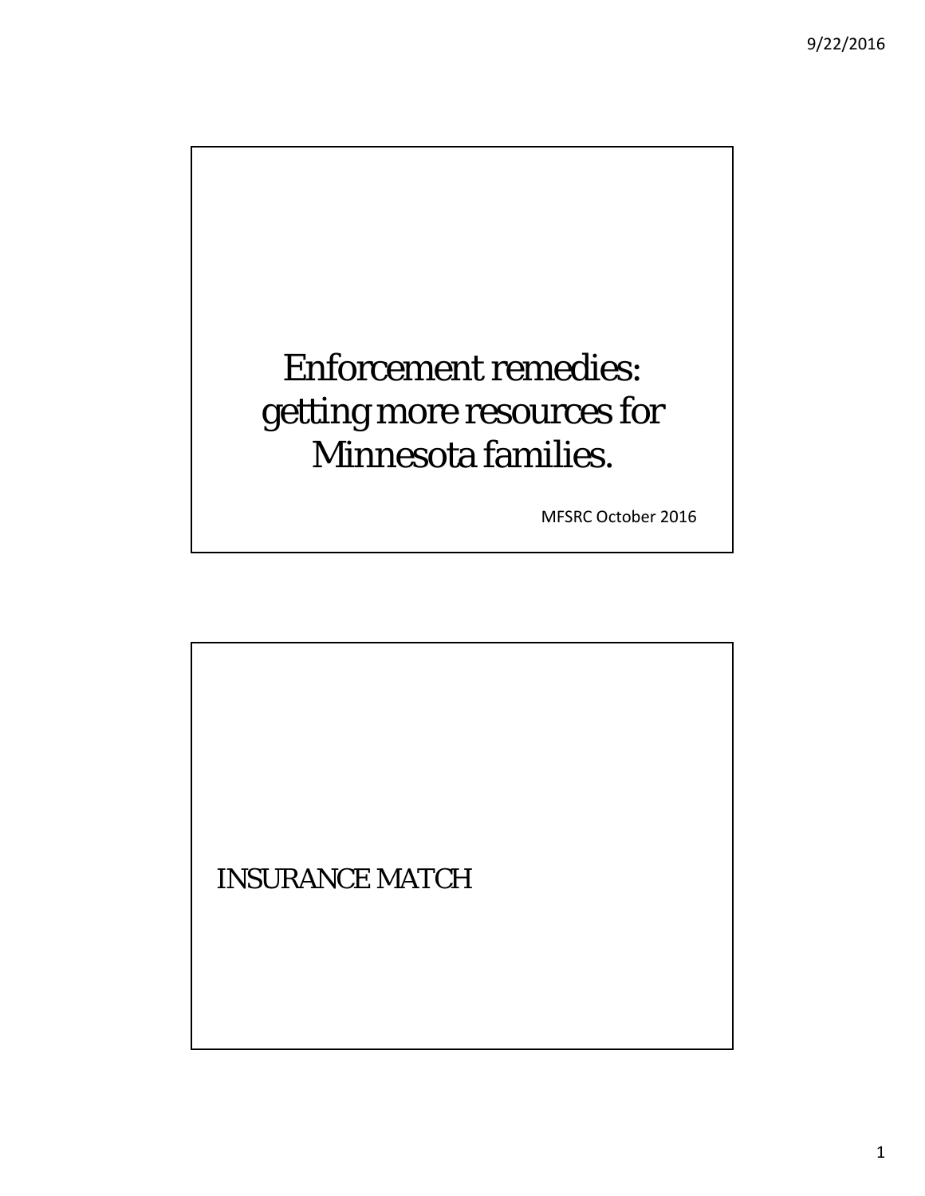# Enforcement remedies: getting more resources for Minnesota families.

MFSRC October 2016

## INSURANCE MATCH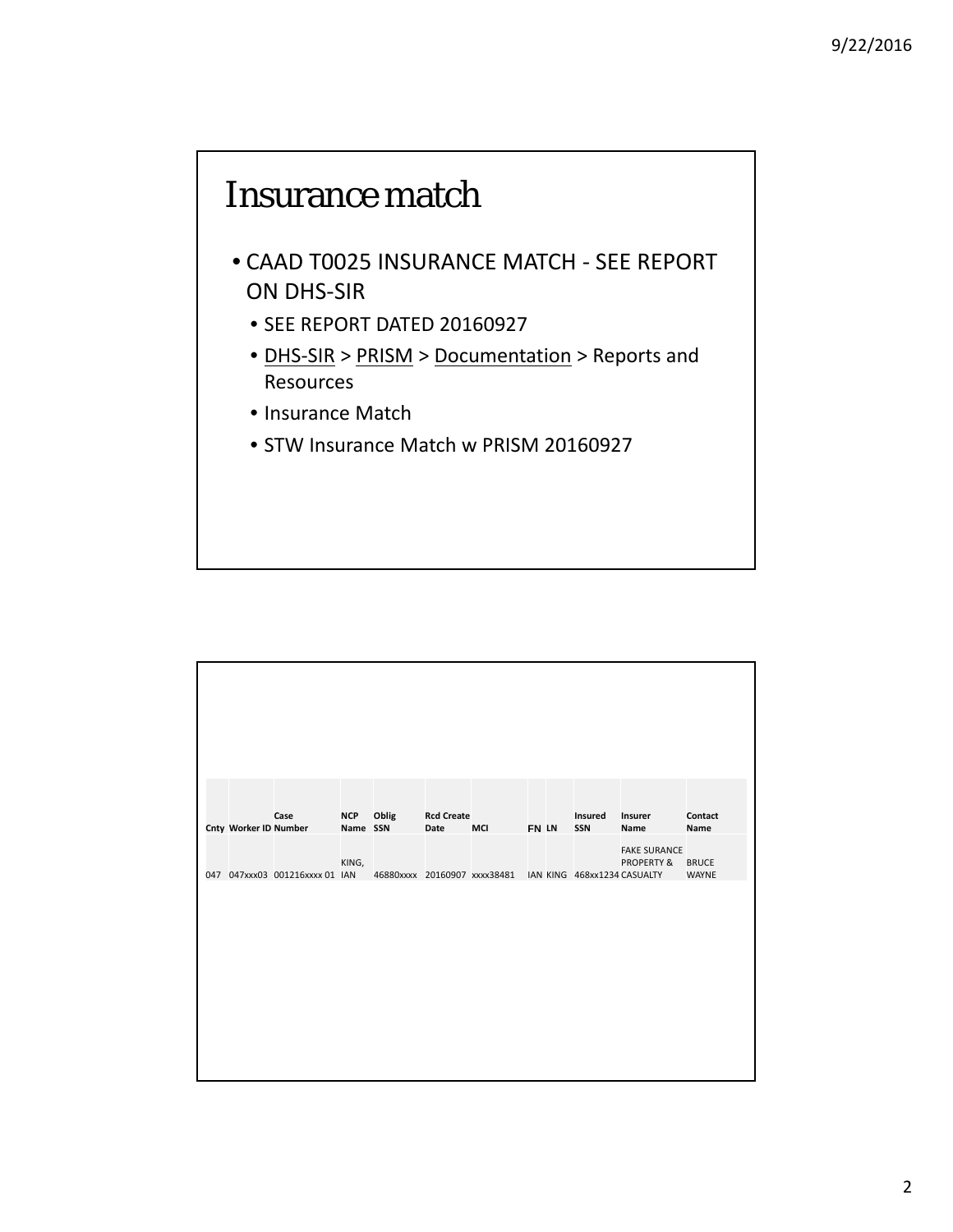# Insurance match

- CAAD T0025 INSURANCE MATCH - SEE REPORT ON DHS-SIR
  - SEE REPORT DATED 20160927
  - DHS-SIR > PRISM > Documentation > Reports and Resources
  - Insurance Match
  - STW Insurance Match w PRISM 20160927

| Cnty | Worker ID | Case Number | NCP Name | Oblig SSN | Rcd Create Date | MCI | FN | LN | Insured SSN | Insurer Name | Contact Name |
|---|---|---|---|---|---|---|---|---|---|---|---|
| 047 | 047xxx03 | 001216xxxx 01 | KING, IAN | 46880xxxx | 20160907 | xxxx38481 | IAN | KING | 468xx1234 | FAKE SURANCE PROPERTY & CASUALTY | BRUCE WAYNE |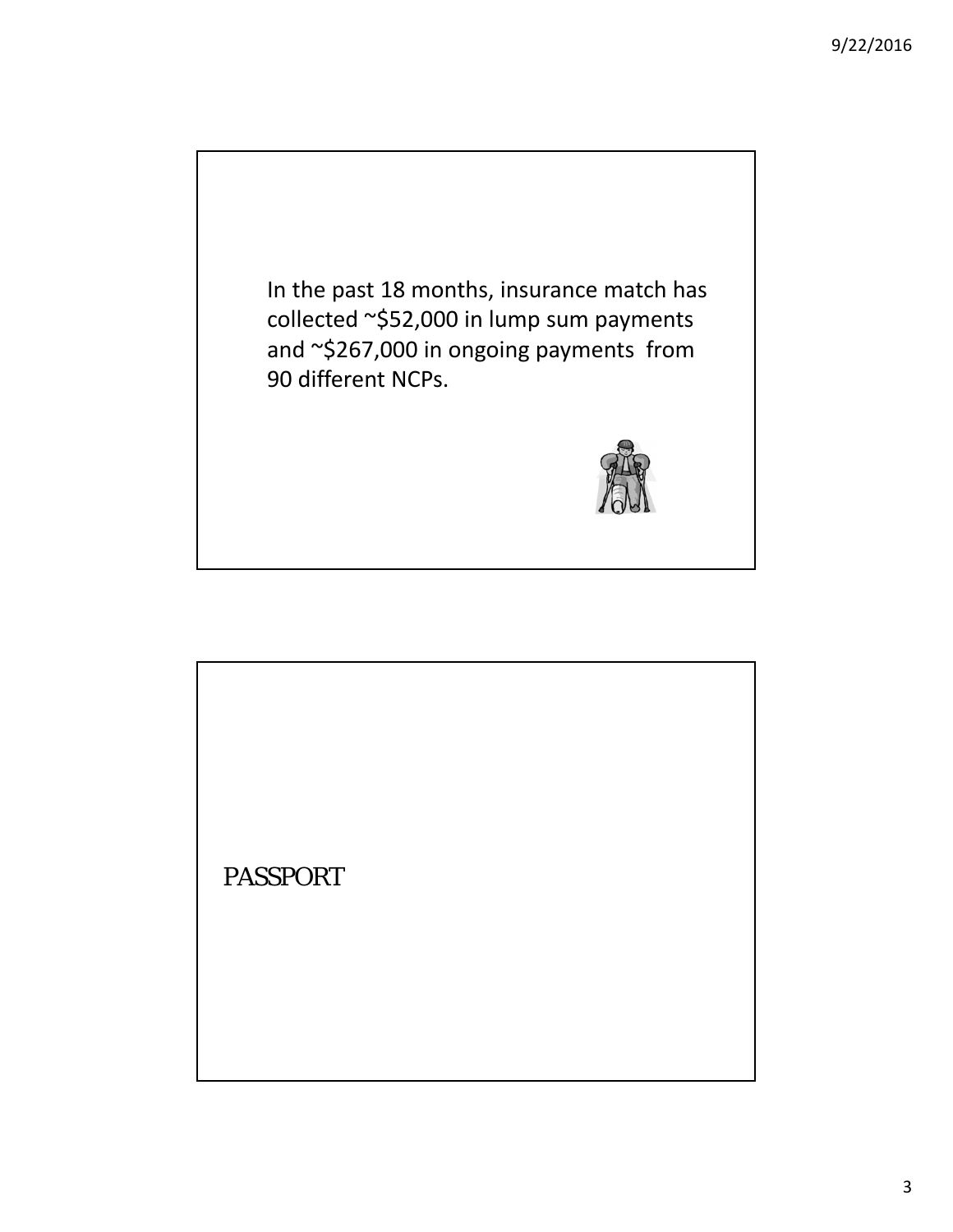In the past 18 months, insurance match has collected ~$52,000 in lump sum payments and ~$267,000 in ongoing payments from 90 different NCPs.

PASSPORT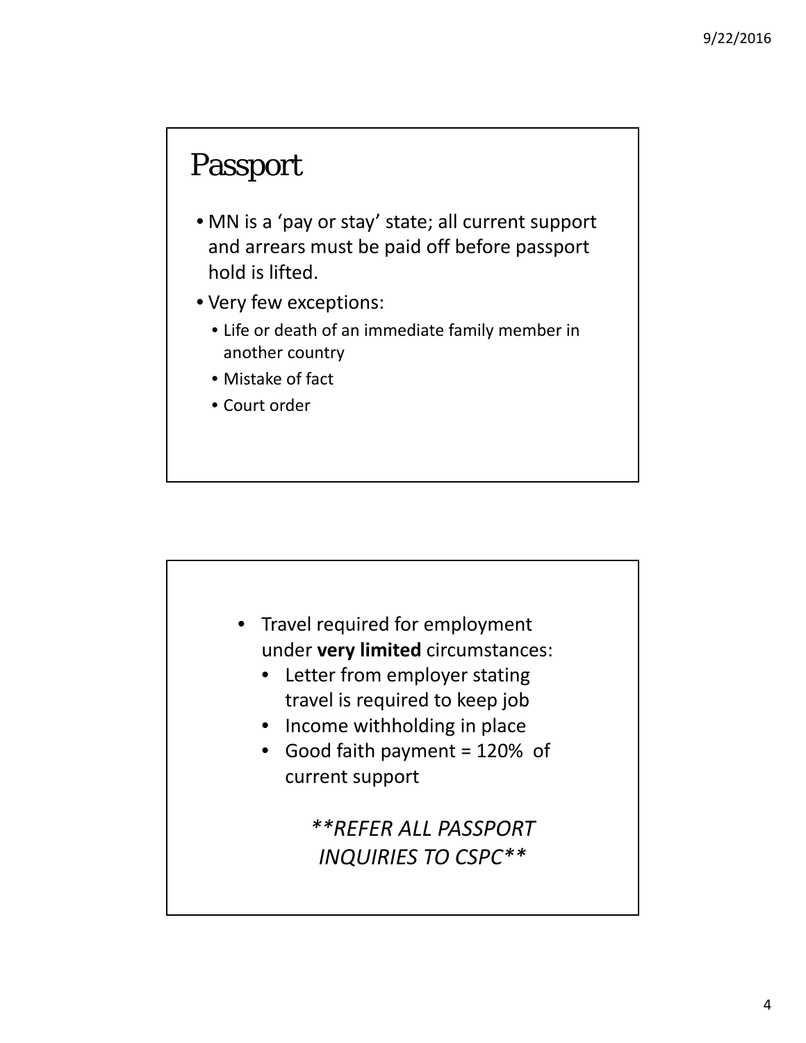## Passport

- MN is a 'pay or stay' state; all current support and arrears must be paid off before passport hold is lifted.
- Very few exceptions:
  - Life or death of an immediate family member in another country
  - Mistake of fact
  - Court order

- Travel required for employment under **very limited** circumstances:
  - Letter from employer stating travel is required to keep job
  - Income withholding in place
  - Good faith payment = 120% of current support

*\*\*REFER ALL PASSPORT INQUIRIES TO CSPC\*\**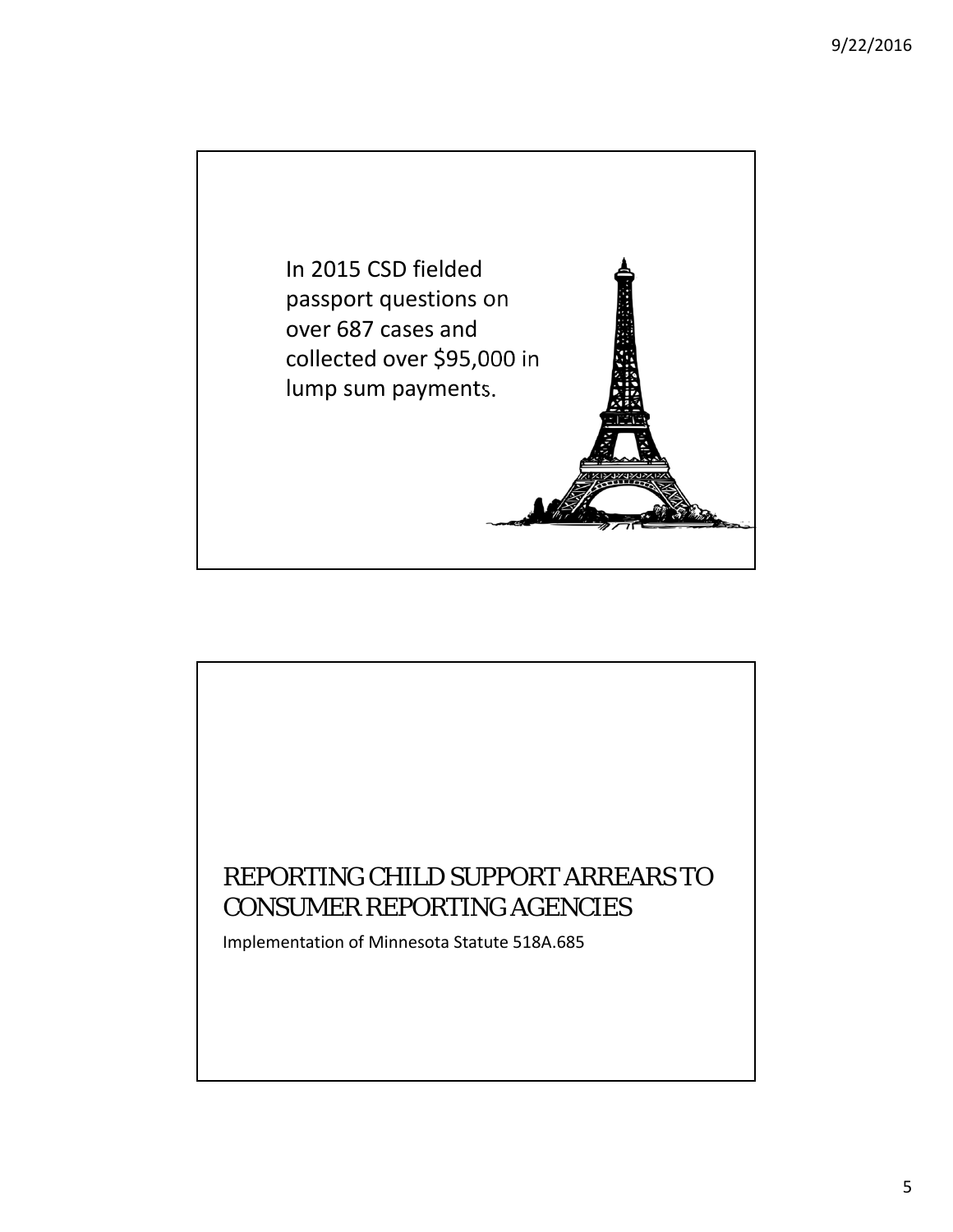In 2015 CSD fielded passport questions on over 687 cases and collected over $95,000 in lump sum payments.

## REPORTING CHILD SUPPORT ARREARS TO CONSUMER REPORTING AGENCIES

Implementation of Minnesota Statute 518A.685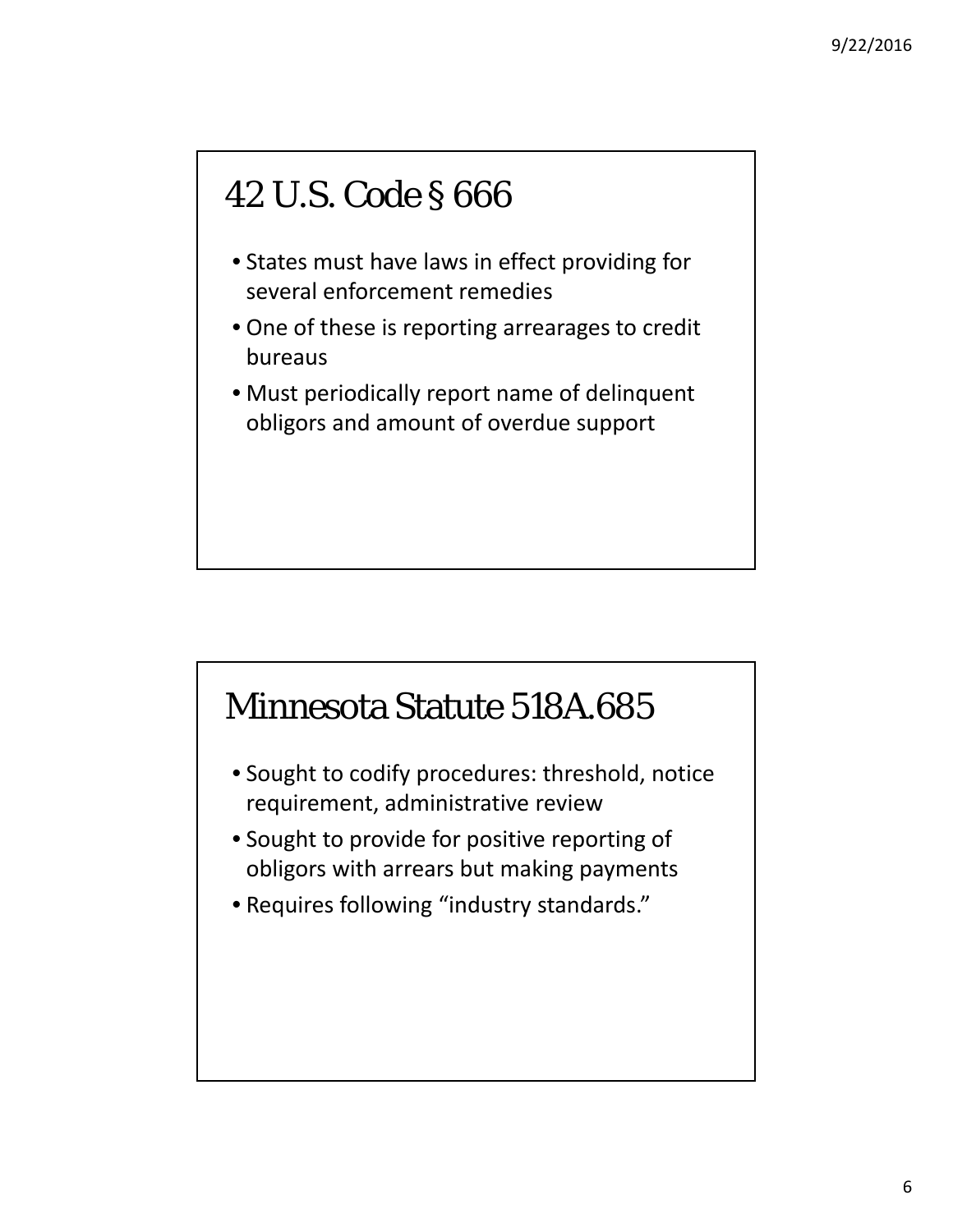## 42 U.S. Code § 666

- States must have laws in effect providing for several enforcement remedies
- One of these is reporting arrearages to credit bureaus
- Must periodically report name of delinquent obligors and amount of overdue support

## Minnesota Statute 518A.685

- Sought to codify procedures: threshold, notice requirement, administrative review
- Sought to provide for positive reporting of obligors with arrears but making payments
- Requires following "industry standards."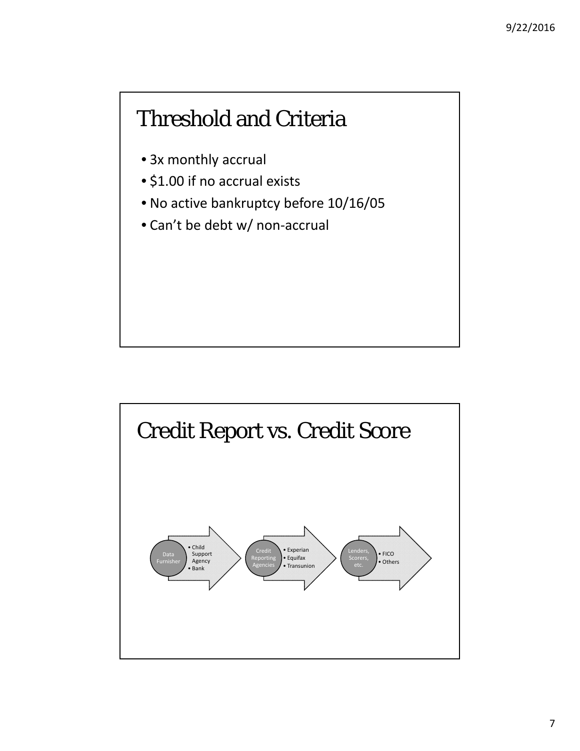# Threshold and Criteria

- 3x monthly accrual
- $1.00 if no accrual exists
- No active bankruptcy before 10/16/05
- Can't be debt w/ non-accrual

# Credit Report vs. Credit Score

Data Furnisher
- Child Support Agency
- Bank

Credit Reporting Agencies
- Experian
- Equifax
- Transunion

Lenders, Scorers, etc.
- FICO
- Others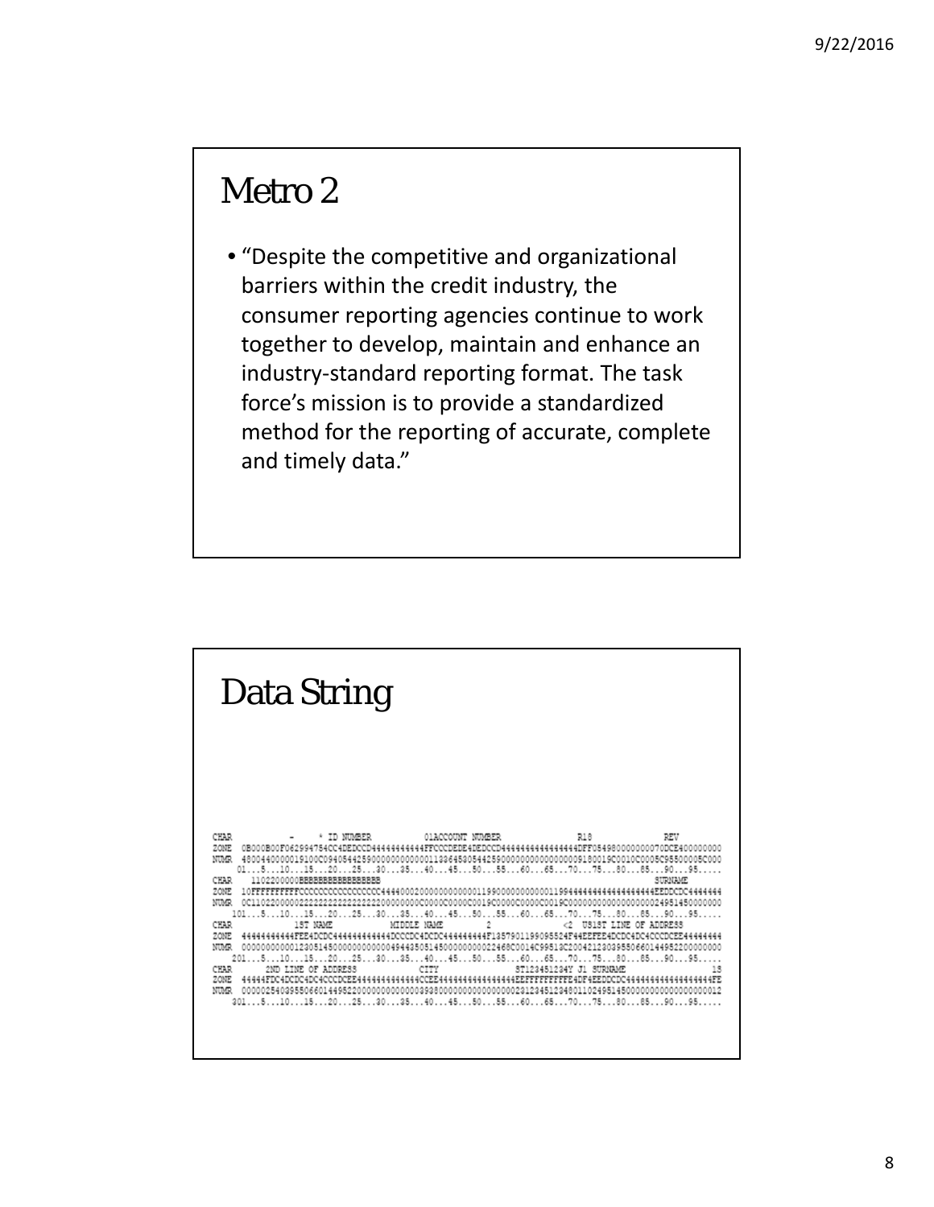# Metro 2

- "Despite the competitive and organizational barriers within the credit industry, the consumer reporting agencies continue to work together to develop, maintain and enhance an industry-standard reporting format. The task force's mission is to provide a standardized method for the reporting of accurate, complete and timely data."

# Data String

```
CHAR          -    * ID NUMBER          01ACCOUNT NUMBER              R18              REV
ZONE  0B000B00F062994754CC4DEDCCD44444444444FFCCCDEDE4DEDCCD4444444444444444DFF05498000000000070DCE400000000
NUMR  4800440000019100C0940544259000000000000113645805442590000000000000000091800190C0010C0005C95500005C000
    01...5...10...15...20...25...30...35...40...45...50...55...60...65...70...75...80...85...90...95.....
CHAR    1102200000BBBBBBBBBBBBBBBBB                                                          SURNAME
ZONE  10FFFFFFFFFFCCCCCCCCCCCCCCCCC44440002000000000000119900000000000119944444444444444444EEDDCDC4444444
NUMR  0C1102200000222222222222222200000000C0000C0000C0019C0000C0000C0019C0000000000000000002495145000000
   101...5...10...15...20...25...30...35...40...45...50...55...60...65...70...75...80...85...90...95.....
CHAR             1ST NAME            MIDDLE NAME         2             <2  US1ST LINE OF ADDRESS
ZONE  44444444444FEE4DCDC444444444444DCCCDC4DCDC444444444F1357901199095524F44EEFEE4DCDC4DC4CCCDCEE44444444
NUMR  000000000001230514500000000000494435051450000000002246800014C99518C20042123039550660144952200000000
   201...5...10...15...20...25...30...35...40...45...50...55...60...65...70...75...80...85...90...95.....
CHAR       2ND LINE OF ADDRESS           CITY                ST123451234Y J1 SURNAME                  15
ZONE  44444FDC4DCDC4DC4CCCDCEE44444444444444CCEE444444444444444444EEFFFFFFFFFFE4DF4EEDDCDC444444444444444444FE
NUMR  000002540395506601449522000000000000039380000000000000000231234512340011024951450000000000000000000012
   301...5...10...15...20...25...30...35...40...45...50...55...60...65...70...75...80...85...90...95.....
```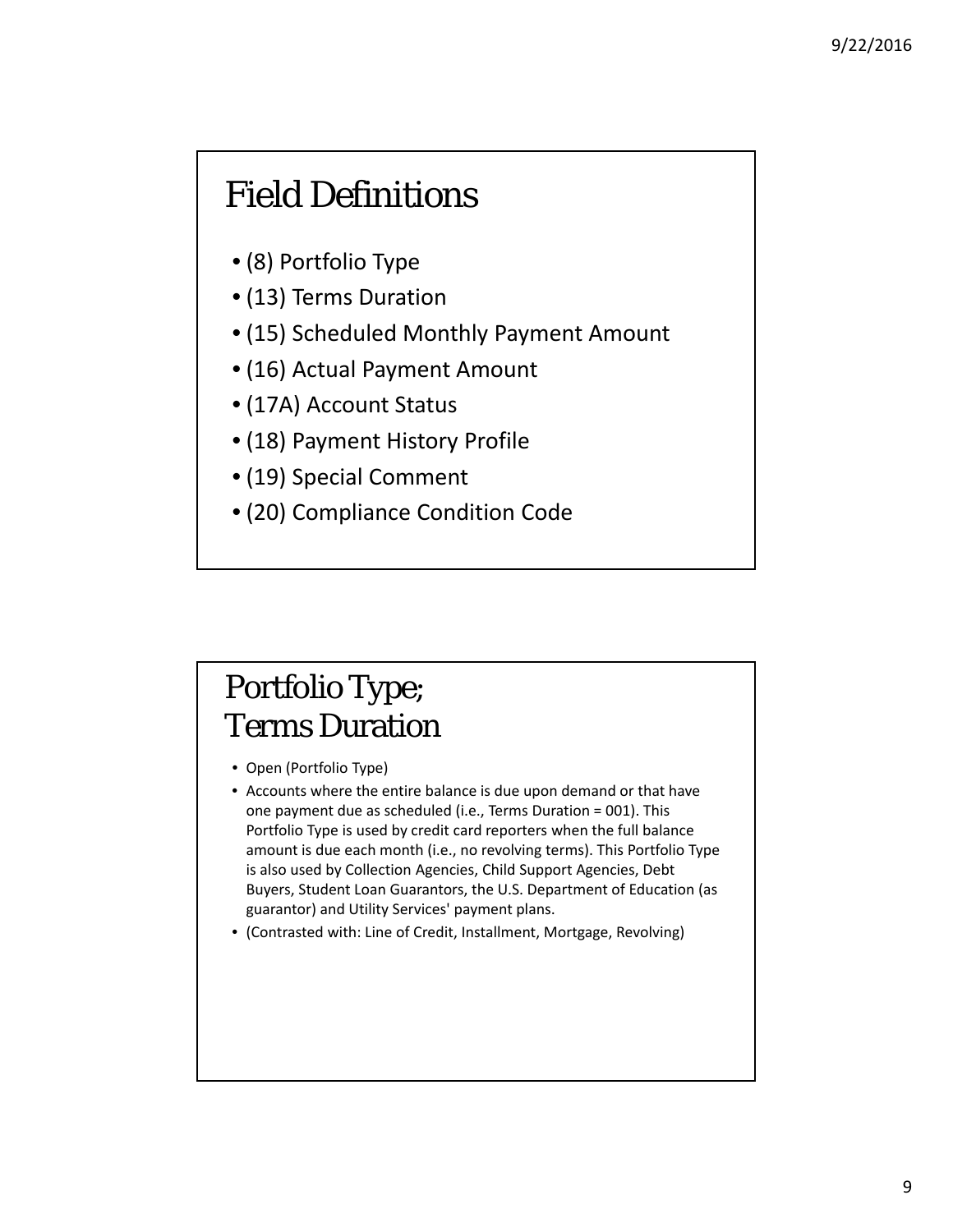## Field Definitions

- (8) Portfolio Type
- (13) Terms Duration
- (15) Scheduled Monthly Payment Amount
- (16) Actual Payment Amount
- (17A) Account Status
- (18) Payment History Profile
- (19) Special Comment
- (20) Compliance Condition Code

## Portfolio Type; Terms Duration

- Open (Portfolio Type)
- Accounts where the entire balance is due upon demand or that have one payment due as scheduled (i.e., Terms Duration = 001). This Portfolio Type is used by credit card reporters when the full balance amount is due each month (i.e., no revolving terms). This Portfolio Type is also used by Collection Agencies, Child Support Agencies, Debt Buyers, Student Loan Guarantors, the U.S. Department of Education (as guarantor) and Utility Services' payment plans.
- (Contrasted with: Line of Credit, Installment, Mortgage, Revolving)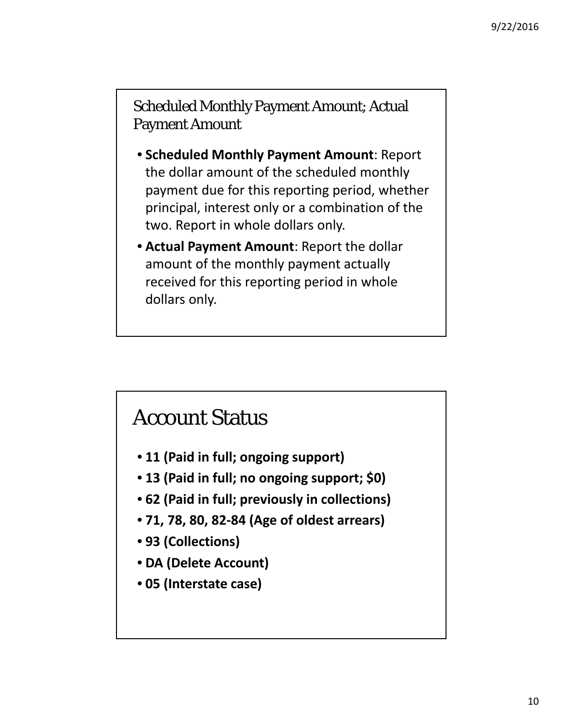## Scheduled Monthly Payment Amount; Actual Payment Amount

- **Scheduled Monthly Payment Amount**: Report the dollar amount of the scheduled monthly payment due for this reporting period, whether principal, interest only or a combination of the two. Report in whole dollars only.
- **Actual Payment Amount**: Report the dollar amount of the monthly payment actually received for this reporting period in whole dollars only.

## Account Status

- **11 (Paid in full; ongoing support)**
- **13 (Paid in full; no ongoing support; $0)**
- **62 (Paid in full; previously in collections)**
- **71, 78, 80, 82-84 (Age of oldest arrears)**
- **93 (Collections)**
- **DA (Delete Account)**
- **05 (Interstate case)**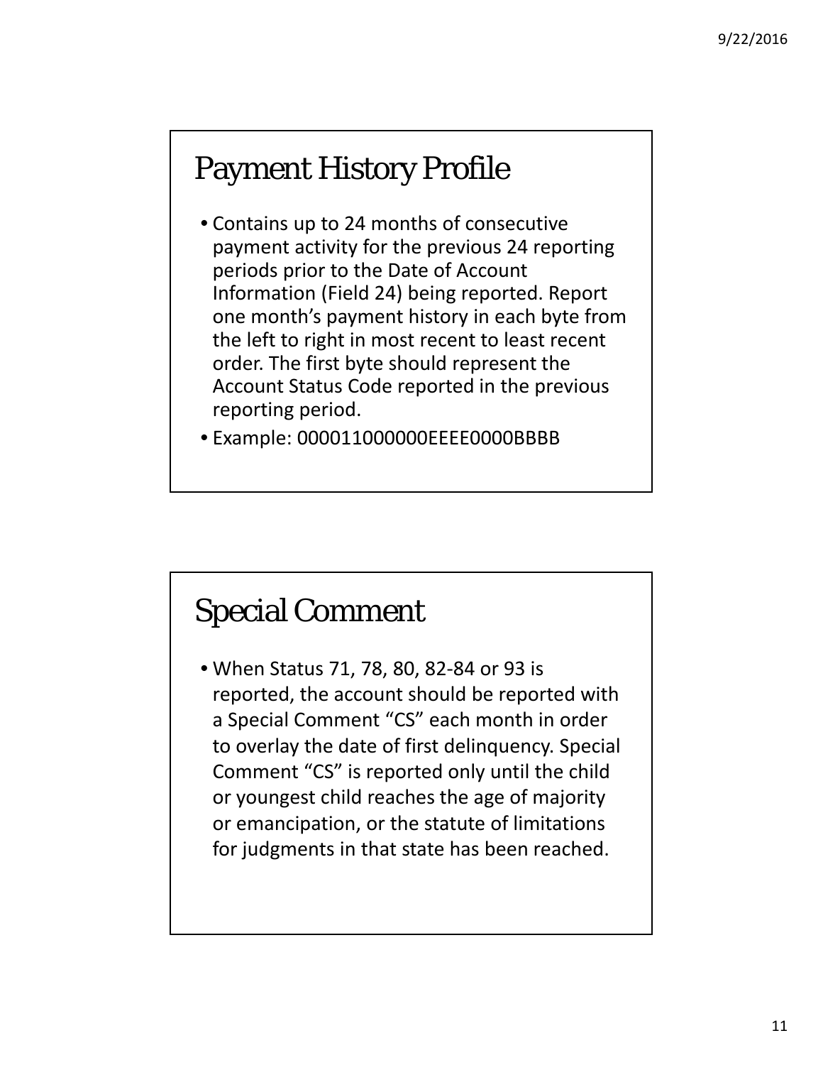## Payment History Profile

- Contains up to 24 months of consecutive payment activity for the previous 24 reporting periods prior to the Date of Account Information (Field 24) being reported. Report one month's payment history in each byte from the left to right in most recent to least recent order. The first byte should represent the Account Status Code reported in the previous reporting period.
- Example: 000011000000EEEE0000BBBB

## Special Comment

- When Status 71, 78, 80, 82-84 or 93 is reported, the account should be reported with a Special Comment "CS" each month in order to overlay the date of first delinquency. Special Comment "CS" is reported only until the child or youngest child reaches the age of majority or emancipation, or the statute of limitations for judgments in that state has been reached.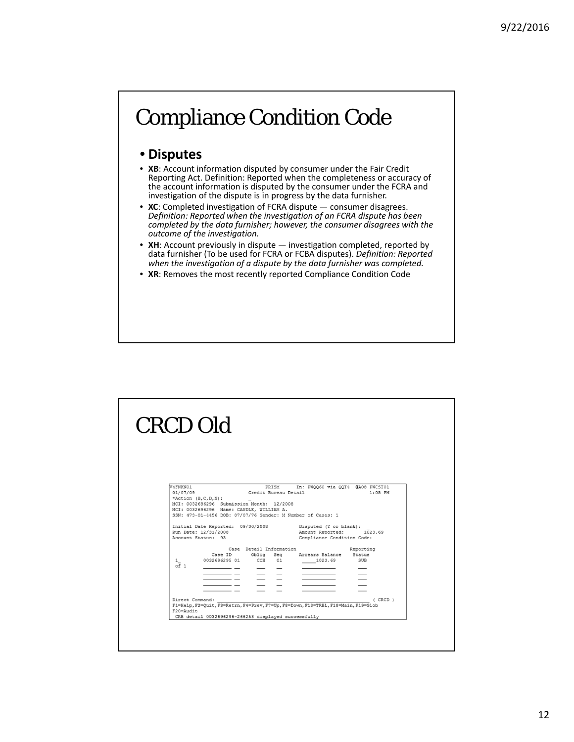# Compliance Condition Code

- **Disputes**
  - **XB**: Account information disputed by consumer under the Fair Credit Reporting Act. Definition: Reported when the completeness or accuracy of the account information is disputed by the consumer under the FCRA and investigation of the dispute is in progress by the data furnisher.
  - **XC**: Completed investigation of FCRA dispute — consumer disagrees. *Definition: Reported when the investigation of an FCRA dispute has been completed by the data furnisher; however, the consumer disagrees with the outcome of the investigation.*
  - **XH**: Account previously in dispute — investigation completed, reported by data furnisher (To be used for FCRA or FCBA disputes). *Definition: Reported when the investigation of a dispute by the data furnisher was completed.*
  - **XR**: Removes the most recently reported Compliance Condition Code

# CRCD Old

```
V4FNKN01                        PRISM      In: PWQQ60 via QQT4  @A08 PWCST01
 01/07/09                   Credit Bureau Detail                    1:05 PM
 *Action (B,C,D,N): _
MCI: 0032696296  Submission Month:  12/2008
MCI: 0032696296  Name: CANDLE, WILLIAM A.
SSN: 473-01-4456 DOB: 07/07/76 Gender: M Number of Cases: 1

 Initial Date Reported:  09/30/2008          Disputed (Y or blank):  _
 Run Date: 12/31/2008                        Amount Reported:       1023.69
 Account Status:  93                         Compliance Condition Code:

                       Case  Detail Information                Reporting
              Case ID       Oblig   Seq      Arrears Balance    Status
 1_         0032696295 01    CCH    01        _____1023.69       SUB
 of 1       _________ __     ___    __        ___________        ___
            _________ __     ___    __        ___________        ___
            _________ __     ___    __        ___________        ___
            _________ __     ___    __        ___________        ___
            _________ __     ___    __        ___________        ___

Direct Command: ____________________________________________ ( CRCD )
F1=Help,F2=Quit,F3=Retrn,F4=Prev,F7=Up,F8=Down,F13=TRBL,F18=Main,F19=Glob
F20=Audit
 CRB detail 0032696296-266258 displayed successfully
```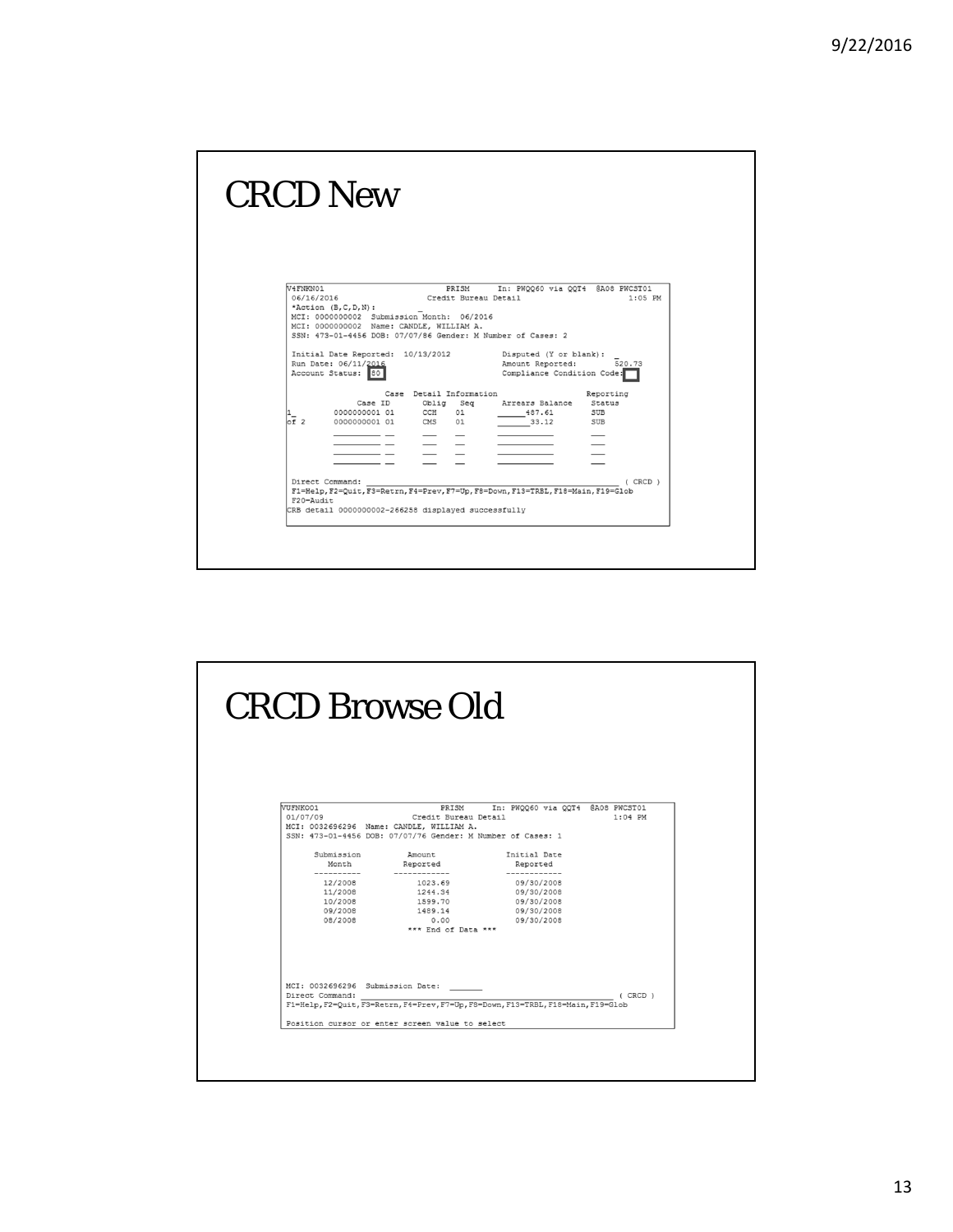# CRCD New

```
V4FNKN01                        PRISM      In: PWQQ60 via QQT4  @A08 PWCST01
 06/16/2016                  Credit Bureau Detail                     1:05 PM
 *Action (B,C,D,N):       _
 MCI: 0000000002  Submission Month:  06/2016
 MCI: 0000000002  Name: CANDLE, WILLIAM A.
 SSN: 473-01-4456 DOB: 07/07/86 Gender: M Number of Cases: 2

 Initial Date Reported:  10/13/2012          Disputed (Y or blank):  _
 Run Date: 06/11/2016                        Amount Reported:        520.73
 Account Status: 80                          Compliance Condition Code:

                 Case  Detail Information                      Reporting
              Case ID       Oblig   Seq      Arrears Balance    Status
1_         0000000001 01    CCH     01       ______487.61        SUB
of 2       0000000001 01    CMS     01       _______33.12        SUB

 Direct Command: _________________________________________________ ( CRCD )
 F1=Help,F2=Quit,F3=Retrn,F4=Prev,F7=Up,F8=Down,F13=TRBL,F18=Main,F19=Glob
 F20=Audit
CRB detail 0000000002-266258 displayed successfully
```

# CRCD Browse Old

```
VUFNKO01                        PRISM      In: PWQQ60 via QQT4  @A08 PWCST01
 01/07/09                    Credit Bureau Detail                     1:04 PM
 MCI: 0032696296  Name: CANDLE, WILLIAM A.
 SSN: 473-01-4456 DOB: 07/07/76 Gender: M Number of Cases: 1

      Submission          Amount              Initial Date
        Month            Reported               Reported
      ----------        ------------          -----------
        12/2008            1023.69              09/30/2008
        11/2008            1244.34              09/30/2008
        10/2008            1599.70              09/30/2008
        09/2008            1489.14              09/30/2008
        08/2008               0.00              09/30/2008
                         *** End of Data ***

 MCI: 0032696296  Submission Date: _______
 Direct Command: _________________________________________________ ( CRCD )
 F1=Help,F2=Quit,F3=Retrn,F4=Prev,F7=Up,F8=Down,F13=TRBL,F18=Main,F19=Glob

 Position cursor or enter screen value to select
```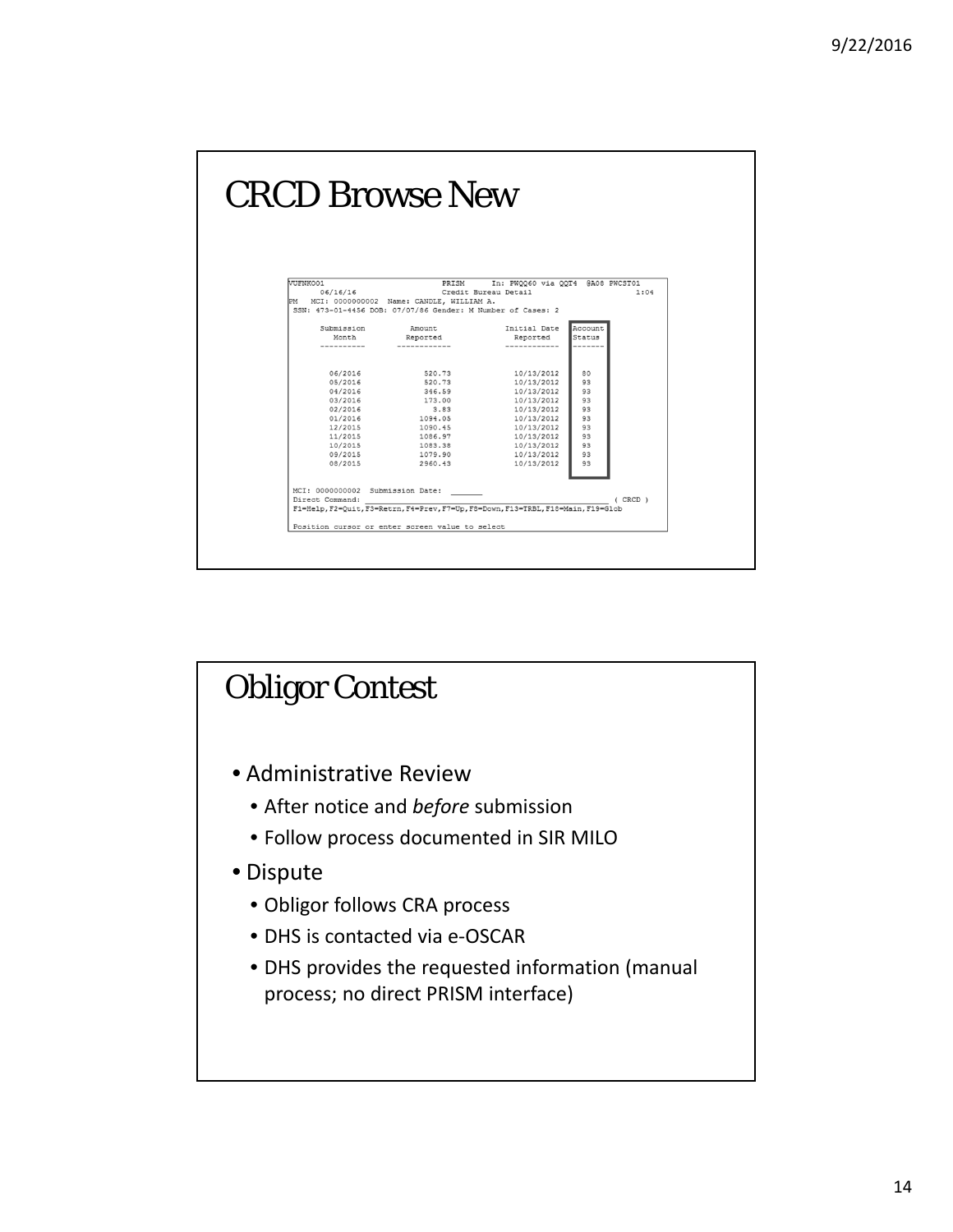# CRCD Browse New

```
VUFNK001                    PRISM      In: PWQQ60 via QQT4  @A08 PWCST01
      06/16/16              Credit Bureau Detail                       1:04
PM   MCI: 0000000002  Name: CANDLE, WILLIAM A.
 SSN: 473-01-4456 DOB: 07/07/86 Gender: M Number of Cases: 2

      Submission        Amount              Initial Date   Account
        Month          Reported               Reported     Status
      ----------     ------------           ------------   -------


       06/2016            520.73              10/13/2012     80
       05/2016            520.73              10/13/2012     93
       04/2016            346.59              10/13/2012     93
       03/2016            173.00              10/13/2012     93
       02/2016              3.83              10/13/2012     93
       01/2016           1094.05              10/13/2012     93
       12/2015           1090.45              10/13/2012     93
       11/2015           1086.97              10/13/2012     93
       10/2015           1083.38              10/13/2012     93
       09/2015           1079.90              10/13/2012     93
       08/2015           2960.43              10/13/2012     93


 MCI: 0000000002  Submission Date: ______
 Direct Command: ___________________________________________________ ( CRCD )
 F1=Help,F2=Quit,F3=Retrn,F4=Prev,F7=Up,F8=Down,F13=TRBL,F18=Main,F19=Glob

 Position cursor or enter screen value to select
```

# Obligor Contest

- Administrative Review
  - After notice and *before* submission
  - Follow process documented in SIR MILO
- Dispute
  - Obligor follows CRA process
  - DHS is contacted via e-OSCAR
  - DHS provides the requested information (manual process; no direct PRISM interface)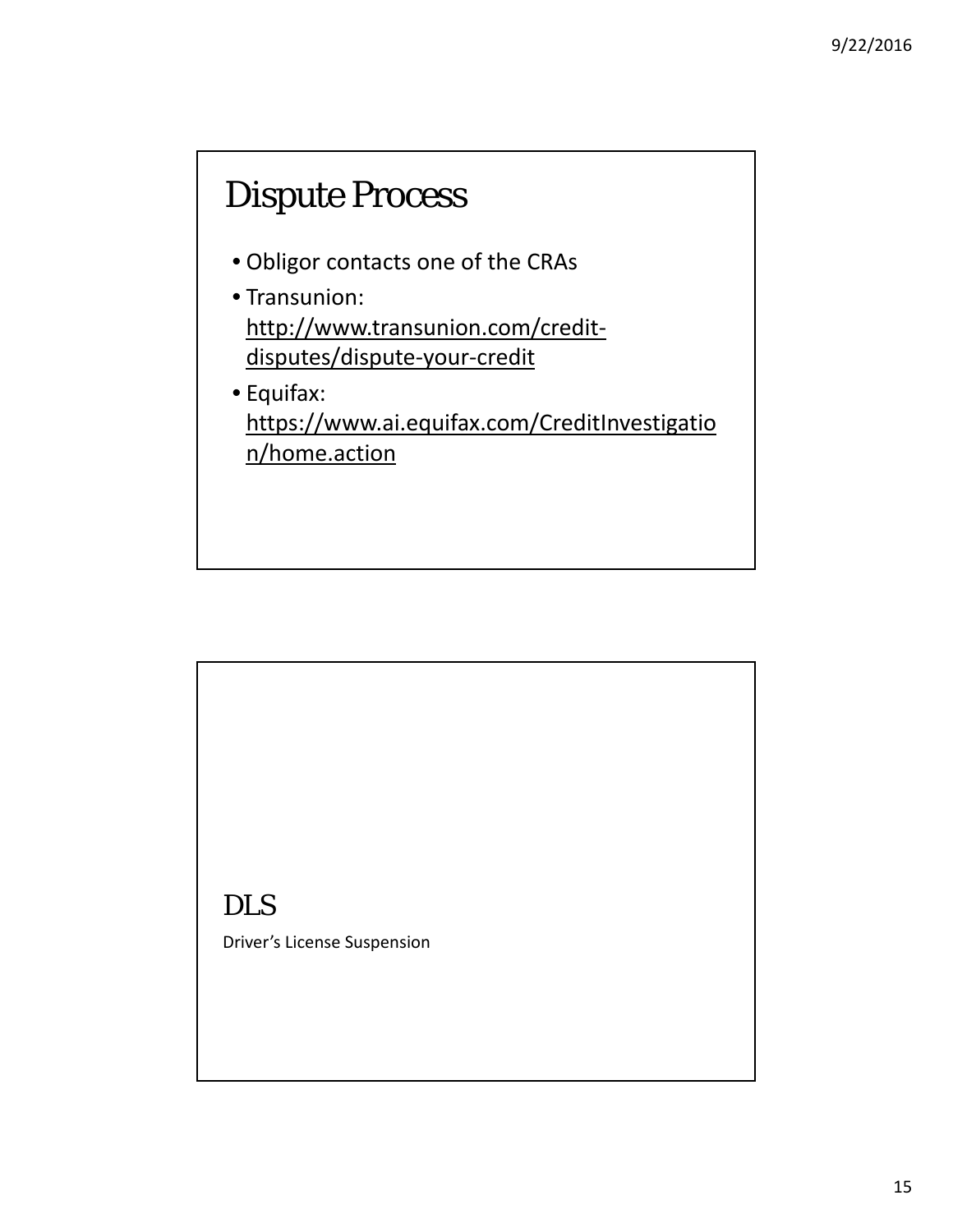## Dispute Process

- Obligor contacts one of the CRAs
- Transunion: http://www.transunion.com/credit-disputes/dispute-your-credit
- Equifax: https://www.ai.equifax.com/CreditInvestigation/home.action

## DLS

Driver's License Suspension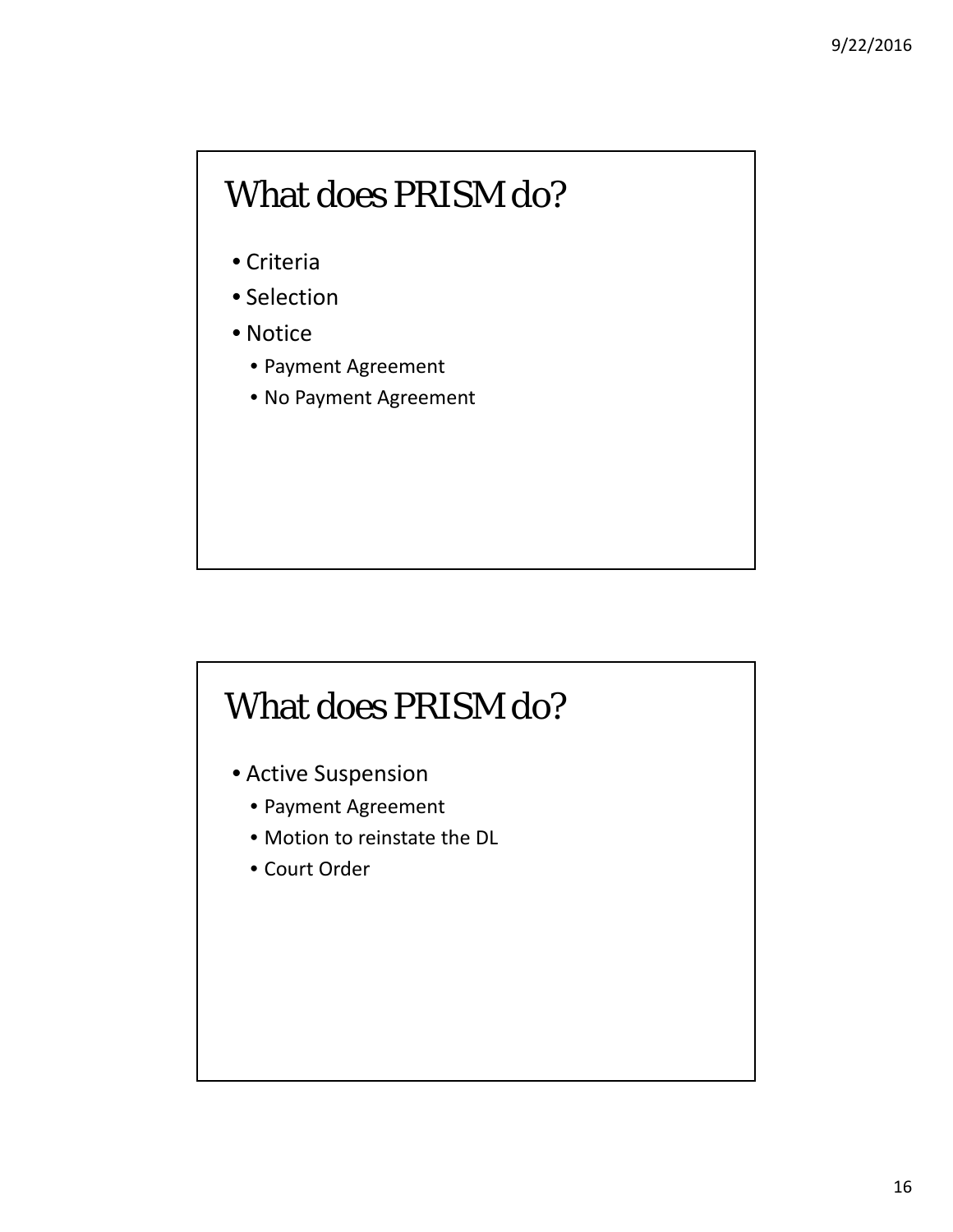## What does PRISM do?

- Criteria
- Selection
- Notice
  - Payment Agreement
  - No Payment Agreement

## What does PRISM do?

- Active Suspension
  - Payment Agreement
  - Motion to reinstate the DL
  - Court Order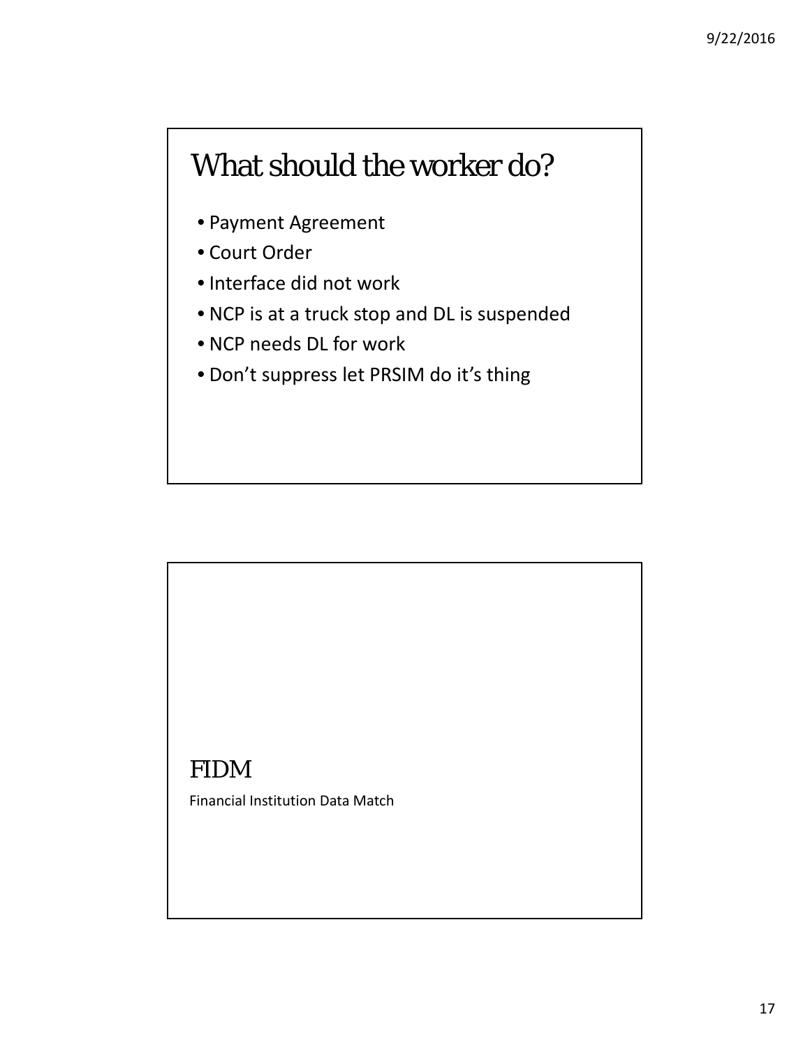# What should the worker do?

- Payment Agreement
- Court Order
- Interface did not work
- NCP is at a truck stop and DL is suspended
- NCP needs DL for work
- Don't suppress let PRSIM do it's thing

# FIDM

Financial Institution Data Match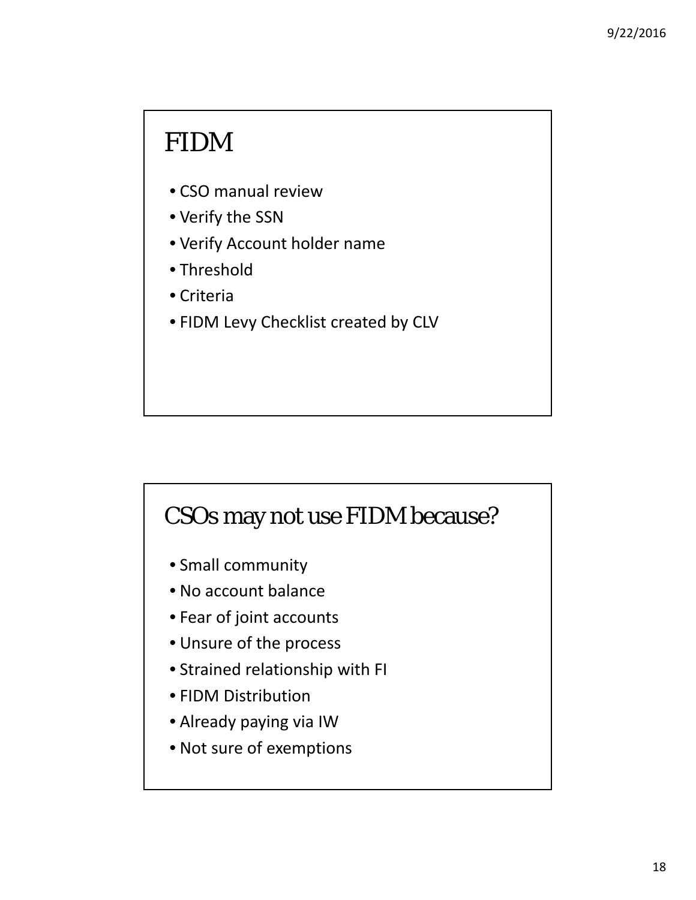# FIDM

- CSO manual review
- Verify the SSN
- Verify Account holder name
- Threshold
- Criteria
- FIDM Levy Checklist created by CLV

# CSOs may not use FIDM because?

- Small community
- No account balance
- Fear of joint accounts
- Unsure of the process
- Strained relationship with FI
- FIDM Distribution
- Already paying via IW
- Not sure of exemptions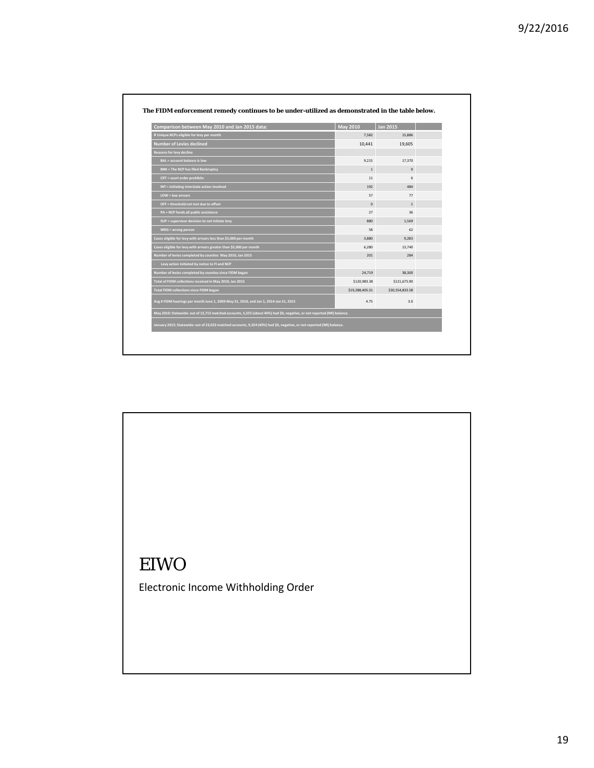**The FIDM enforcement remedy continues to be under-utilized as demonstrated in the table below.**

| Comparison between May 2010 and Jan 2015 data: | May 2010 | Jan 2015 | |
|---|---|---|---|
| # Unique NCPs eligible for levy per month | 7,582 | 15,886 | |
| Number of Levies declined | 10,441 | 19,605 | |
| Reasons for levy decline | | | |
| BAL = account balance is low | 9,215 | 17,370 | |
| BNK = The NCP has filed Bankruptcy | 1 | 0 | |
| CRT = court order prohibits | 11 | 6 | |
| INT = initiating interstate action involved | 192 | 484 | |
| LOW = low arrears | 57 | 77 | |
| OFF = threshold not met due to offset | 0 | 1 | |
| PA = NCP funds all public assistance | 27 | 36 | |
| SUP = supervisor decision to not initiate levy | 880 | 1,569 | |
| WRG = wrong person | 58 | 62 | |
| Cases eligible for levy with arrears less than $5,000 per month | 3,880 | 9,283 | |
| Cases eligible for levy with arrears greater than $5,000 per month | 6,280 | 13,740 | |
| Number of levies completed by counties May 2010, Jan 2015 | 201 | 284 | |
| Levy action initiated by notice to FI and NCP | | | |
| Number of levies completed by counties since FIDM began | 24,719 | 38,300 | |
| Total of FIDM collections received in May 2010, Jan 2015 | $120,983.38 | $121,675.90 | |
| Total FIDM collections since FIDM began | $19,288,405.31 | $30,554,833.58 | |
| Avg # FIDM hearings per month June 1, 2009-May 31, 2010, and Jan 1, 2014-Jan 31, 2015 | 4.75 | 3.0 | |
| May 2010: Statewide: out of 13,715 matched accounts, 5,555 (about 40%) had $0, negative, or not reported (NR) balance. | | | |
| January 2015: Statewide: out of 23,023 matched accounts, 9,354 (40%) had $0, negative, or not reported (NR) balance. | | | |

# EIWO

Electronic Income Withholding Order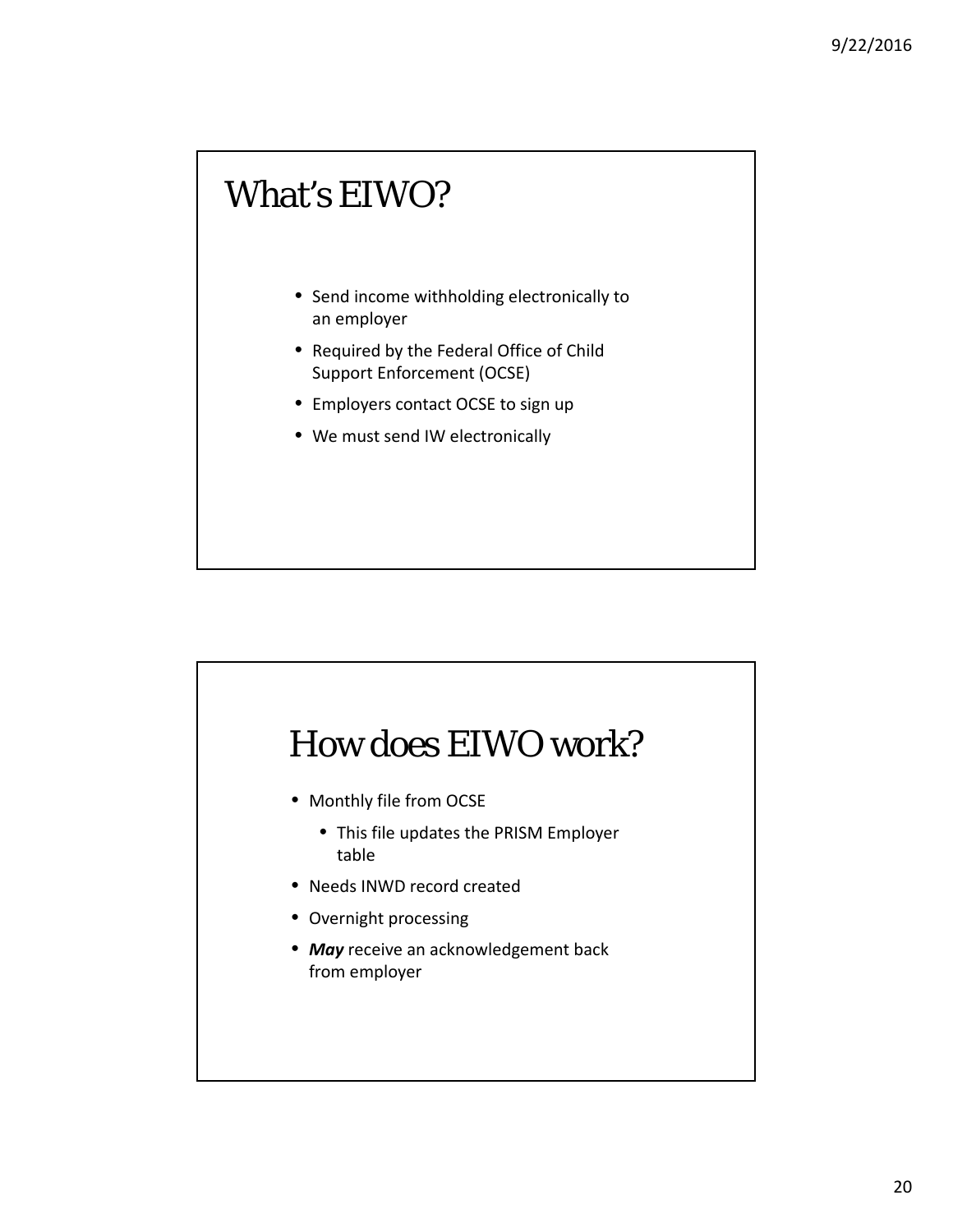# What's EIWO?

- Send income withholding electronically to an employer
- Required by the Federal Office of Child Support Enforcement (OCSE)
- Employers contact OCSE to sign up
- We must send IW electronically

# How does EIWO work?

- Monthly file from OCSE
  - This file updates the PRISM Employer table
- Needs INWD record created
- Overnight processing
- ***May*** receive an acknowledgement back from employer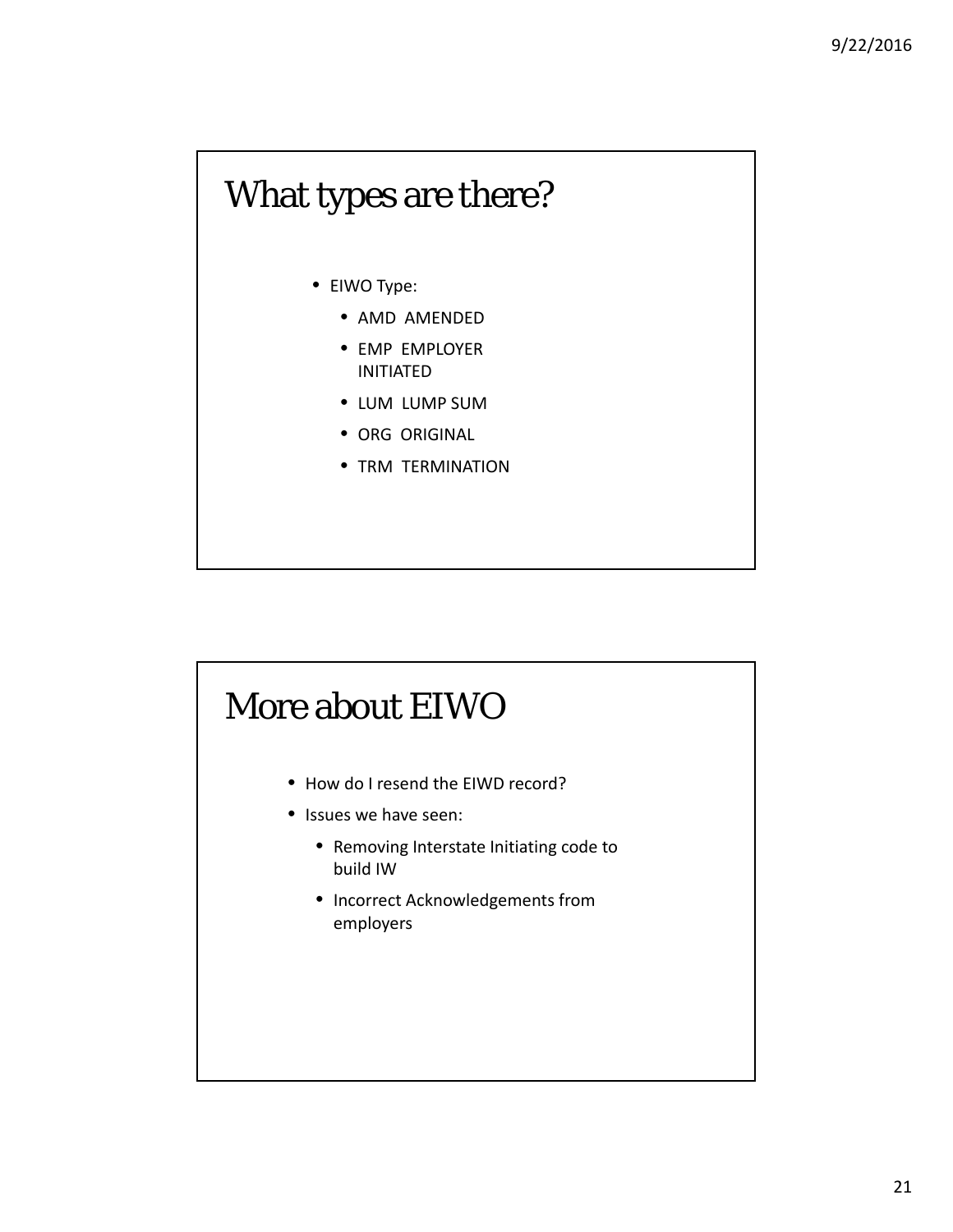# What types are there?

- EIWO Type:
  - AMD AMENDED
  - EMP EMPLOYER INITIATED
  - LUM LUMP SUM
  - ORG ORIGINAL
  - TRM TERMINATION

# More about EIWO

- How do I resend the EIWD record?
- Issues we have seen:
  - Removing Interstate Initiating code to build IW
  - Incorrect Acknowledgements from employers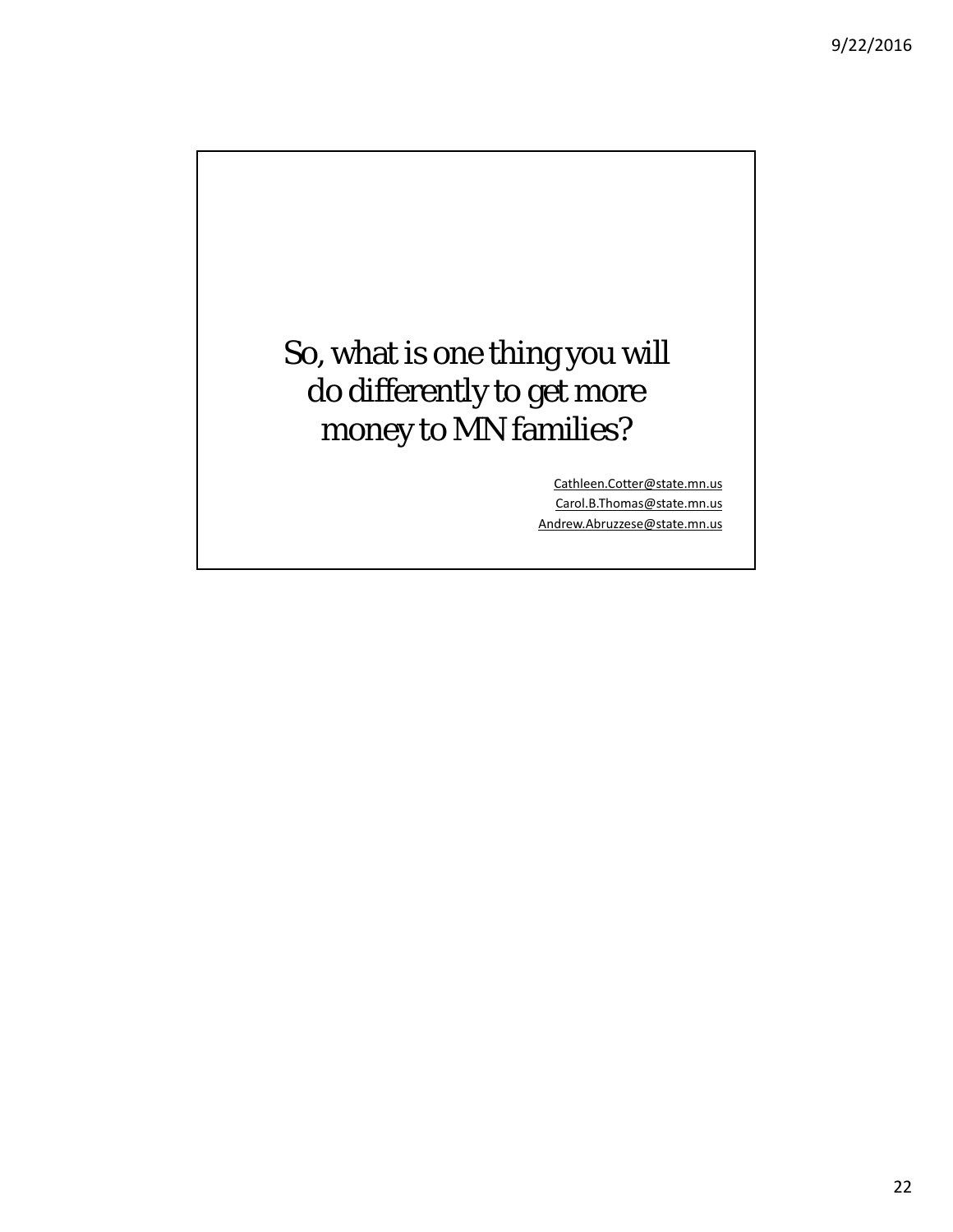# So, what is one thing you will do differently to get more money to MN families?

Cathleen.Cotter@state.mn.us
Carol.B.Thomas@state.mn.us
Andrew.Abruzzese@state.mn.us